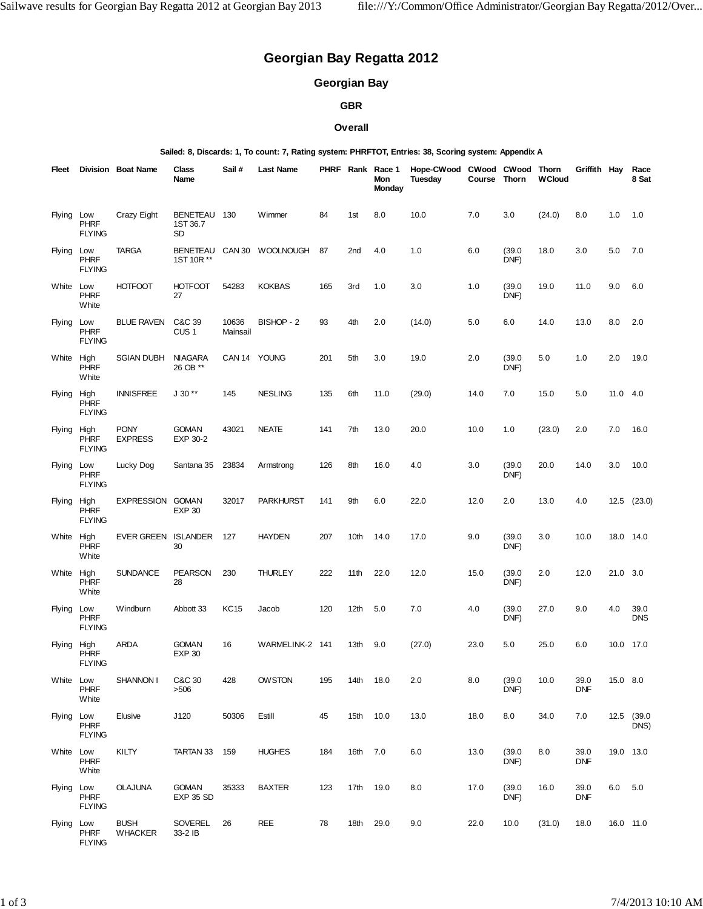# Georgian Bay Regatta 2012

## Georgian Bay

### GBR

### Overall

**Sailed: 8, Discards: 1, To count: 7, Rating system: PHRFTOT, Entries: 38, Scoring system: Appendix A**

| Fleet | Division | Boat Name | Class Name | Sail # | Last Name | PHRF | Rank | Race 1 Mon Monday | Hope-CWood Tuesday | CWood Course | CWood Thorn | Thorn WCloud | Griffith | Hay | Race 8 Sat |
|---|---|---|---|---|---|---|---|---|---|---|---|---|---|---|---|
| Flying | Low PHRF FLYING | Crazy Eight | BENETEAU 1ST 36.7 SD | 130 | Wimmer | 84 | 1st | 8.0 | 10.0 | 7.0 | 3.0 | (24.0) | 8.0 | 1.0 | 1.0 |
| Flying | Low PHRF FLYING | TARGA | BENETEAU 1ST 10R ** | CAN 30 | WOOLNOUGH | 87 | 2nd | 4.0 | 1.0 | 6.0 | (39.0 DNF) | 18.0 | 3.0 | 5.0 | 7.0 |
| White | Low PHRF White | HOTFOOT | HOTFOOT 27 | 54283 | KOKBAS | 165 | 3rd | 1.0 | 3.0 | 1.0 | (39.0 DNF) | 19.0 | 11.0 | 9.0 | 6.0 |
| Flying | Low PHRF FLYING | BLUE RAVEN | C&C 39 CUS 1 | 10636 Mainsail | BISHOP - 2 | 93 | 4th | 2.0 | (14.0) | 5.0 | 6.0 | 14.0 | 13.0 | 8.0 | 2.0 |
| White | High PHRF White | SGIAN DUBH | NIAGARA 26 OB ** | CAN 14 | YOUNG | 201 | 5th | 3.0 | 19.0 | 2.0 | (39.0 DNF) | 5.0 | 1.0 | 2.0 | 19.0 |
| Flying | High PHRF FLYING | INNISFREE | J 30 ** | 145 | NESLING | 135 | 6th | 11.0 | (29.0) | 14.0 | 7.0 | 15.0 | 5.0 | 11.0 | 4.0 |
| Flying | High PHRF FLYING | PONY EXPRESS | GOMAN EXP 30-2 | 43021 | NEATE | 141 | 7th | 13.0 | 20.0 | 10.0 | 1.0 | (23.0) | 2.0 | 7.0 | 16.0 |
| Flying | Low PHRF FLYING | Lucky Dog | Santana 35 | 23834 | Armstrong | 126 | 8th | 16.0 | 4.0 | 3.0 | (39.0 DNF) | 20.0 | 14.0 | 3.0 | 10.0 |
| Flying | High PHRF FLYING | EXPRESSION | GOMAN EXP 30 | 32017 | PARKHURST | 141 | 9th | 6.0 | 22.0 | 12.0 | 2.0 | 13.0 | 4.0 | 12.5 | (23.0) |
| White | High PHRF White | EVER GREEN | ISLANDER 30 | 127 | HAYDEN | 207 | 10th | 14.0 | 17.0 | 9.0 | (39.0 DNF) | 3.0 | 10.0 | 18.0 | 14.0 |
| White | High PHRF White | SUNDANCE | PEARSON 28 | 230 | THURLEY | 222 | 11th | 22.0 | 12.0 | 15.0 | (39.0 DNF) | 2.0 | 12.0 | 21.0 | 3.0 |
| Flying | Low PHRF FLYING | Windburn | Abbott 33 | KC15 | Jacob | 120 | 12th | 5.0 | 7.0 | 4.0 | (39.0 DNF) | 27.0 | 9.0 | 4.0 | 39.0 DNS |
| Flying | High PHRF FLYING | ARDA | GOMAN EXP 30 | 16 | WARMELINK-2 | 141 | 13th | 9.0 | (27.0) | 23.0 | 5.0 | 25.0 | 6.0 | 10.0 | 17.0 |
| White | Low PHRF White | SHANNON I | C&C 30 >506 | 428 | OWSTON | 195 | 14th | 18.0 | 2.0 | 8.0 | (39.0 DNF) | 10.0 | 39.0 DNF | 15.0 | 8.0 |
| Flying | Low PHRF FLYING | Elusive | J120 | 50306 | Estill | 45 | 15th | 10.0 | 13.0 | 18.0 | 8.0 | 34.0 | 7.0 | 12.5 | (39.0 DNS) |
| White | Low PHRF White | KILTY | TARTAN 33 | 159 | HUGHES | 184 | 16th | 7.0 | 6.0 | 13.0 | (39.0 DNF) | 8.0 | 39.0 DNF | 19.0 | 13.0 |
| Flying | Low PHRF FLYING | OLAJUNA | GOMAN EXP 35 SD | 35333 | BAXTER | 123 | 17th | 19.0 | 8.0 | 17.0 | (39.0 DNF) | 16.0 | 39.0 DNF | 6.0 | 5.0 |
| Flying | Low PHRF FLYING | BUSH WHACKER | SOVEREL 33-2 IB | 26 | REE | 78 | 18th | 29.0 | 9.0 | 22.0 | 10.0 | (31.0) | 18.0 | 16.0 | 11.0 |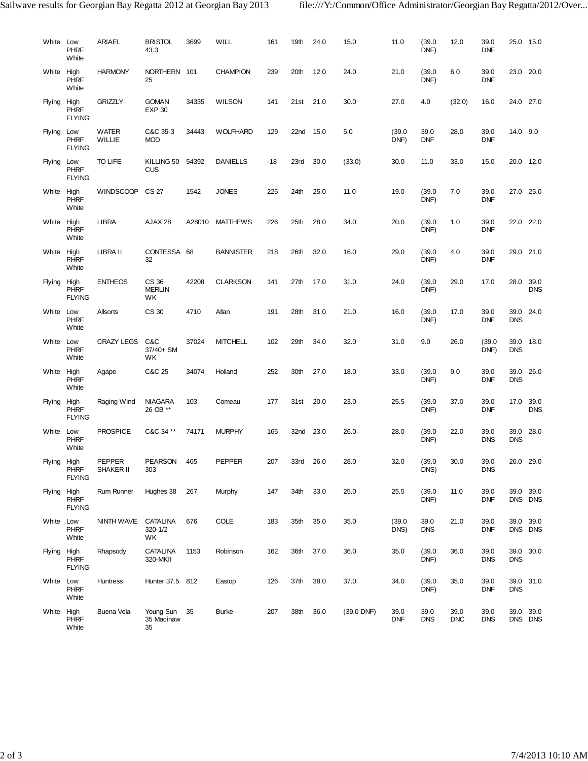| | | | | | | | | | | | | | | | |
|---|---|---|---|---|---|---|---|---|---|---|---|---|---|---|---|
| White | Low PHRF White | ARIAEL | BRISTOL 43.3 | 3699 | WILL | 161 | 19th | 24.0 | 15.0 | 11.0 | (39.0 DNF) | 12.0 | 39.0 DNF | 25.0 | 15.0 |
| White | High PHRF White | HARMONY | NORTHERN 25 | 101 | CHAMPION | 239 | 20th | 12.0 | 24.0 | 21.0 | (39.0 DNF) | 6.0 | 39.0 DNF | 23.0 | 20.0 |
| Flying | High PHRF FLYING | GRIZZLY | GOMAN EXP 30 | 34335 | WILSON | 141 | 21st | 21.0 | 30.0 | 27.0 | 4.0 | (32.0) | 16.0 | 24.0 | 27.0 |
| Flying | Low PHRF FLYING | WATER WILLIE | C&C 35-3 MOD | 34443 | WOLFHARD | 129 | 22nd | 15.0 | 5.0 | (39.0 DNF) | 39.0 DNF | 28.0 | 39.0 DNF | 14.0 | 9.0 |
| Flying | Low PHRF FLYING | TO LIFE | KILLING 50 CUS | 54392 | DANIELLS | -18 | 23rd | 30.0 | (33.0) | 30.0 | 11.0 | 33.0 | 15.0 | 20.0 | 12.0 |
| White | High PHRF White | WINDSCOOP | CS 27 | 1542 | JONES | 225 | 24th | 25.0 | 11.0 | 19.0 | (39.0 DNF) | 7.0 | 39.0 DNF | 27.0 | 25.0 |
| White | High PHRF White | LIBRA | AJAX 28 | A28010 | MATTHEWS | 226 | 25th | 28.0 | 34.0 | 20.0 | (39.0 DNF) | 1.0 | 39.0 DNF | 22.0 | 22.0 |
| White | High PHRF White | LIBRA II | CONTESSA 32 | 68 | BANNISTER | 218 | 26th | 32.0 | 16.0 | 29.0 | (39.0 DNF) | 4.0 | 39.0 DNF | 29.0 | 21.0 |
| Flying | High PHRF FLYING | ENTHEOS | CS 36 MERLIN WK | 42208 | CLARKSON | 141 | 27th | 17.0 | 31.0 | 24.0 | (39.0 DNF) | 29.0 | 17.0 | 28.0 | 39.0 DNS |
| White | Low PHRF White | Allsorts | CS 30 | 4710 | Allan | 191 | 28th | 31.0 | 21.0 | 16.0 | (39.0 DNF) | 17.0 | 39.0 DNF | 39.0 DNS | 24.0 |
| White | Low PHRF White | CRAZY LEGS | C&C 37/40+ SM WK | 37024 | MITCHELL | 102 | 29th | 34.0 | 32.0 | 31.0 | 9.0 | 26.0 | (39.0 DNF) | 39.0 DNS | 18.0 |
| White | High PHRF White | Agape | C&C 25 | 34074 | Holland | 252 | 30th | 27.0 | 18.0 | 33.0 | (39.0 DNF) | 9.0 | 39.0 DNF | 39.0 DNS | 26.0 |
| Flying | High PHRF FLYING | Raging Wind | NIAGARA 26 OB ** | 103 | Comeau | 177 | 31st | 20.0 | 23.0 | 25.5 | (39.0 DNF) | 37.0 | 39.0 DNF | 17.0 | 39.0 DNS |
| White | Low PHRF White | PROSPICE | C&C 34 ** | 74171 | MURPHY | 165 | 32nd | 23.0 | 26.0 | 28.0 | (39.0 DNF) | 22.0 | 39.0 DNS | 39.0 DNS | 28.0 |
| Flying | High PHRF FLYING | PEPPER SHAKER II | PEARSON 303 | 465 | PEPPER | 207 | 33rd | 26.0 | 28.0 | 32.0 | (39.0 DNS) | 30.0 | 39.0 DNS | 26.0 | 29.0 |
| Flying | High PHRF FLYING | Rum Runner | Hughes 38 | 267 | Murphy | 147 | 34th | 33.0 | 25.0 | 25.5 | (39.0 DNF) | 11.0 | 39.0 DNF | 39.0 DNS | 39.0 DNS |
| White | Low PHRF White | NINTH WAVE | CATALINA 320-1/2 WK | 676 | COLE | 183 | 35th | 35.0 | 35.0 | (39.0 DNS) | 39.0 DNS | 21.0 | 39.0 DNF | 39.0 DNS | 39.0 DNS |
| Flying | High PHRF FLYING | Rhapsody | CATALINA 320-MKII | 1153 | Robinson | 162 | 36th | 37.0 | 36.0 | 35.0 | (39.0 DNF) | 36.0 | 39.0 DNS | 39.0 DNS | 30.0 |
| White | Low PHRF White | Huntress | Hunter 37.5 | 812 | Eastop | 126 | 37th | 38.0 | 37.0 | 34.0 | (39.0 DNF) | 35.0 | 39.0 DNF | 39.0 DNS | 31.0 |
| White | High PHRF White | Buena Vela | Young Sun 35 Macinaw 35 | 35 | Burke | 207 | 38th | 36.0 | (39.0 DNF) | 39.0 DNF | 39.0 DNS | 39.0 DNC | 39.0 DNS | 39.0 DNS | 39.0 DNS |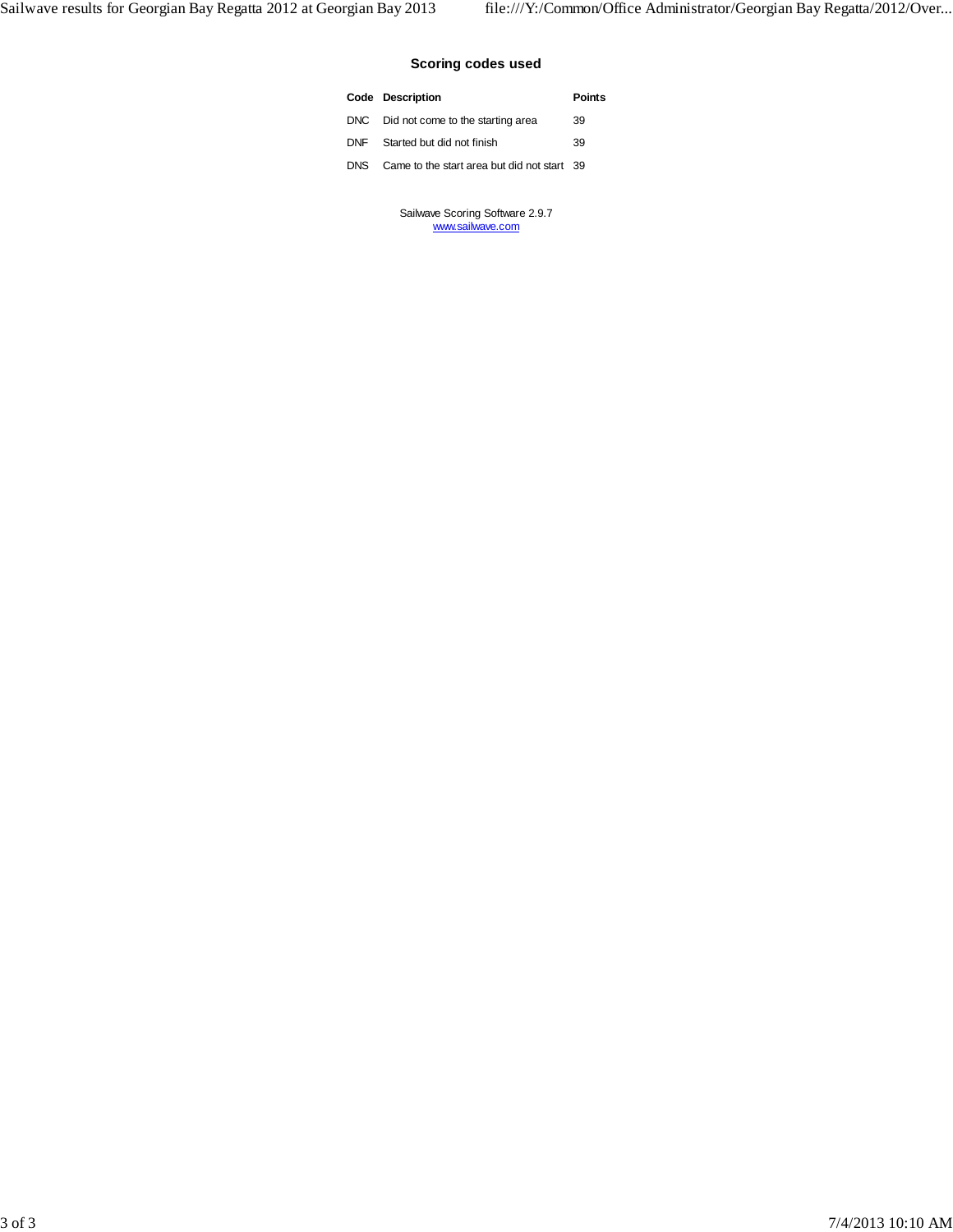### Scoring codes used

| Code | Description | Points |
| --- | --- | --- |
| DNC | Did not come to the starting area | 39 |
| DNF | Started but did not finish | 39 |
| DNS | Came to the start area but did not start | 39 |

Sailwave Scoring Software 2.9.7
www.sailwave.com